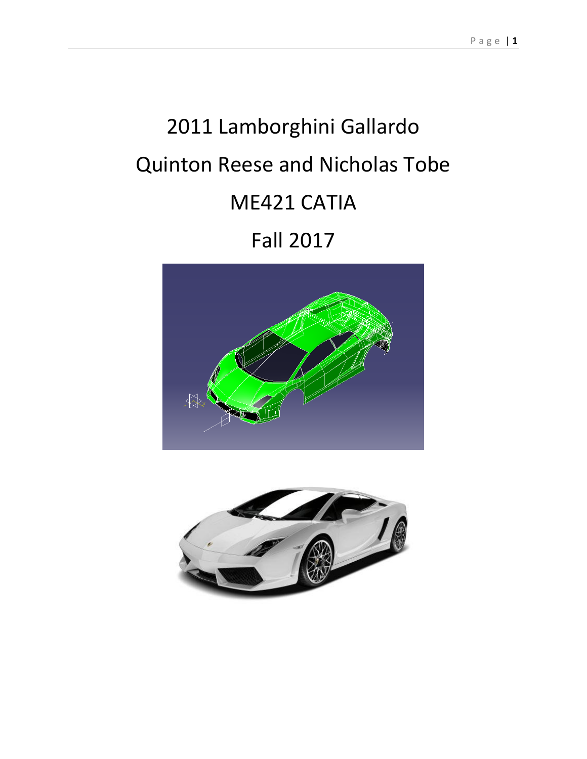# 2011 Lamborghini Gallardo

## Quinton Reese and Nicholas Tobe

## ME421 CATIA

## Fall 2017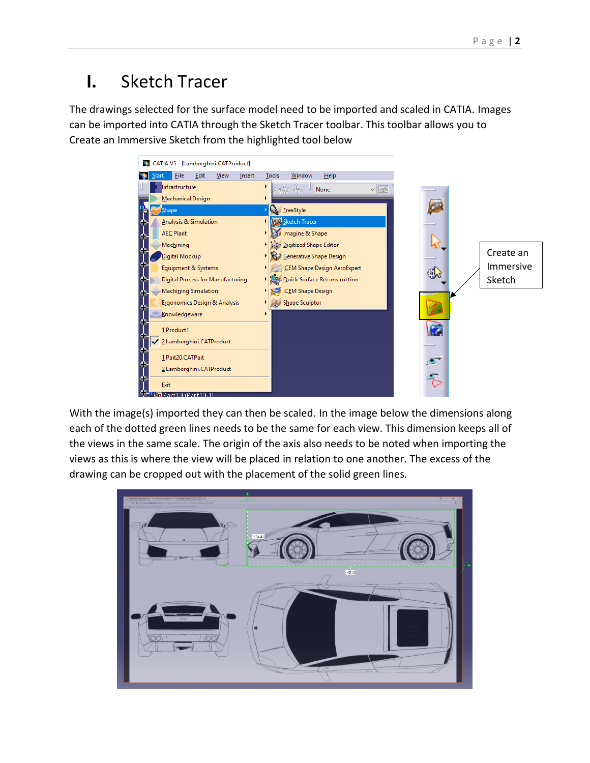# I. Sketch Tracer

The drawings selected for the surface model need to be imported and scaled in CATIA. Images can be imported into CATIA through the Sketch Tracer toolbar. This toolbar allows you to Create an Immersive Sketch from the highlighted tool below

Create an Immersive Sketch

With the image(s) imported they can then be scaled. In the image below the dimensions along each of the dotted green lines needs to be the same for each view. This dimension keeps all of the views in the same scale. The origin of the axis also needs to be noted when importing the views as this is where the view will be placed in relation to one another. The excess of the drawing can be cropped out with the placement of the solid green lines.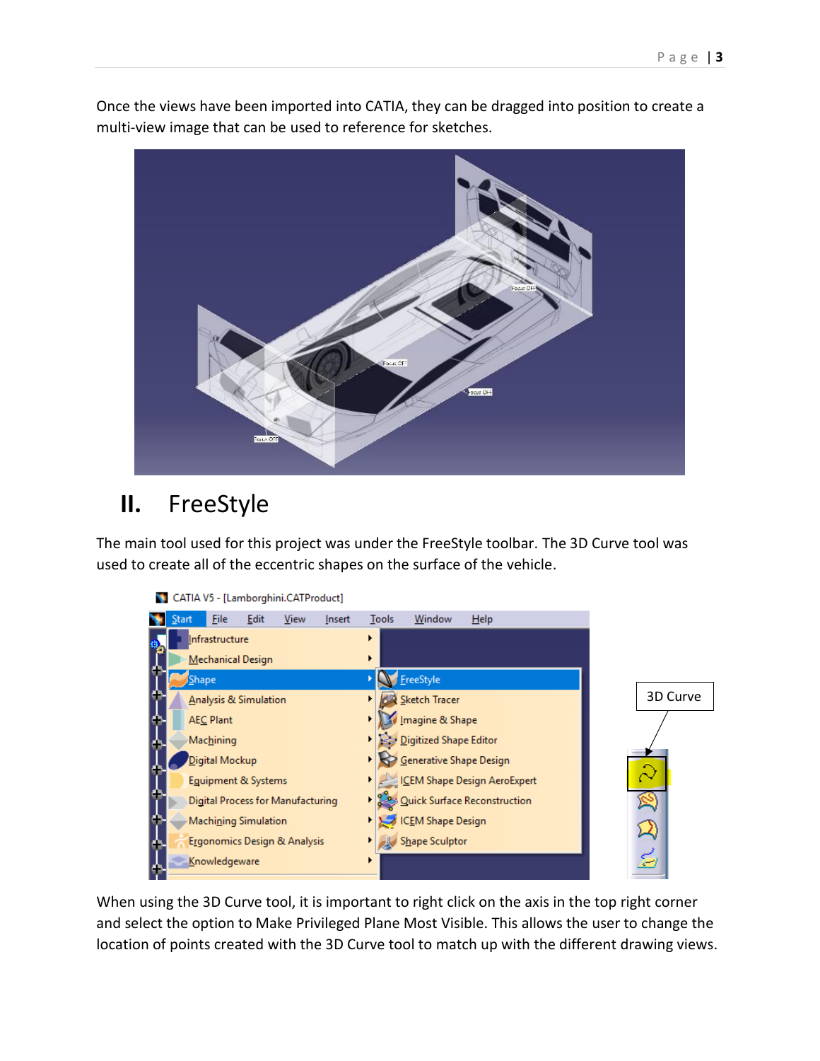Once the views have been imported into CATIA, they can be dragged into position to create a multi-view image that can be used to reference for sketches.

## II. FreeStyle

The main tool used for this project was under the FreeStyle toolbar. The 3D Curve tool was used to create all of the eccentric shapes on the surface of the vehicle.

When using the 3D Curve tool, it is important to right click on the axis in the top right corner and select the option to Make Privileged Plane Most Visible. This allows the user to change the location of points created with the 3D Curve tool to match up with the different drawing views.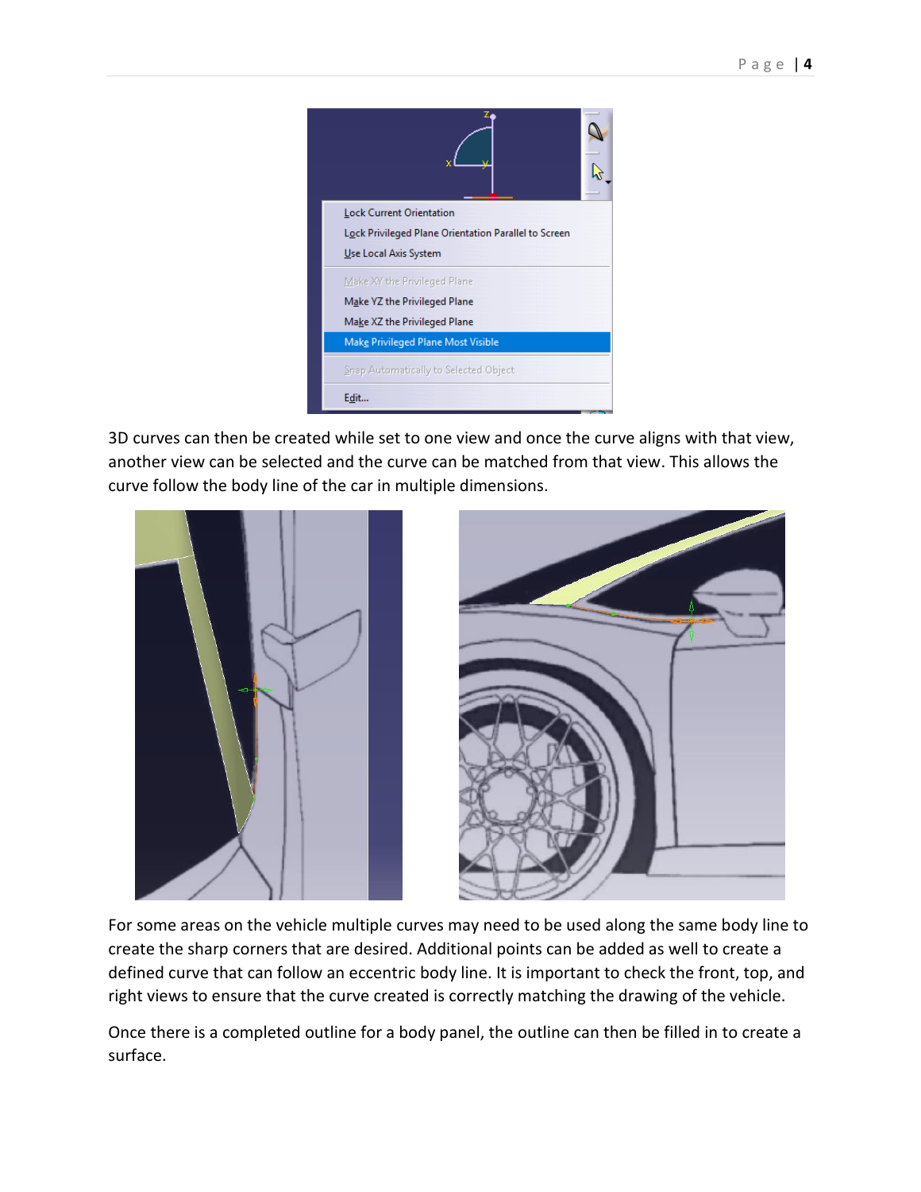3D curves can then be created while set to one view and once the curve aligns with that view, another view can be selected and the curve can be matched from that view. This allows the curve follow the body line of the car in multiple dimensions.

For some areas on the vehicle multiple curves may need to be used along the same body line to create the sharp corners that are desired. Additional points can be added as well to create a defined curve that can follow an eccentric body line. It is important to check the front, top, and right views to ensure that the curve created is correctly matching the drawing of the vehicle.

Once there is a completed outline for a body panel, the outline can then be filled in to create a surface.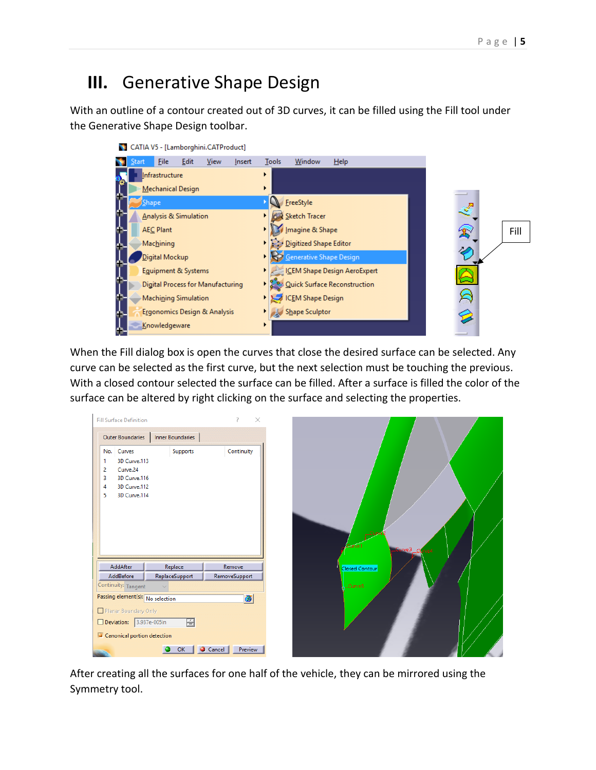# III. Generative Shape Design

With an outline of a contour created out of 3D curves, it can be filled using the Fill tool under the Generative Shape Design toolbar.

When the Fill dialog box is open the curves that close the desired surface can be selected. Any curve can be selected as the first curve, but the next selection must be touching the previous. With a closed contour selected the surface can be filled. After a surface is filled the color of the surface can be altered by right clicking on the surface and selecting the properties.

After creating all the surfaces for one half of the vehicle, they can be mirrored using the Symmetry tool.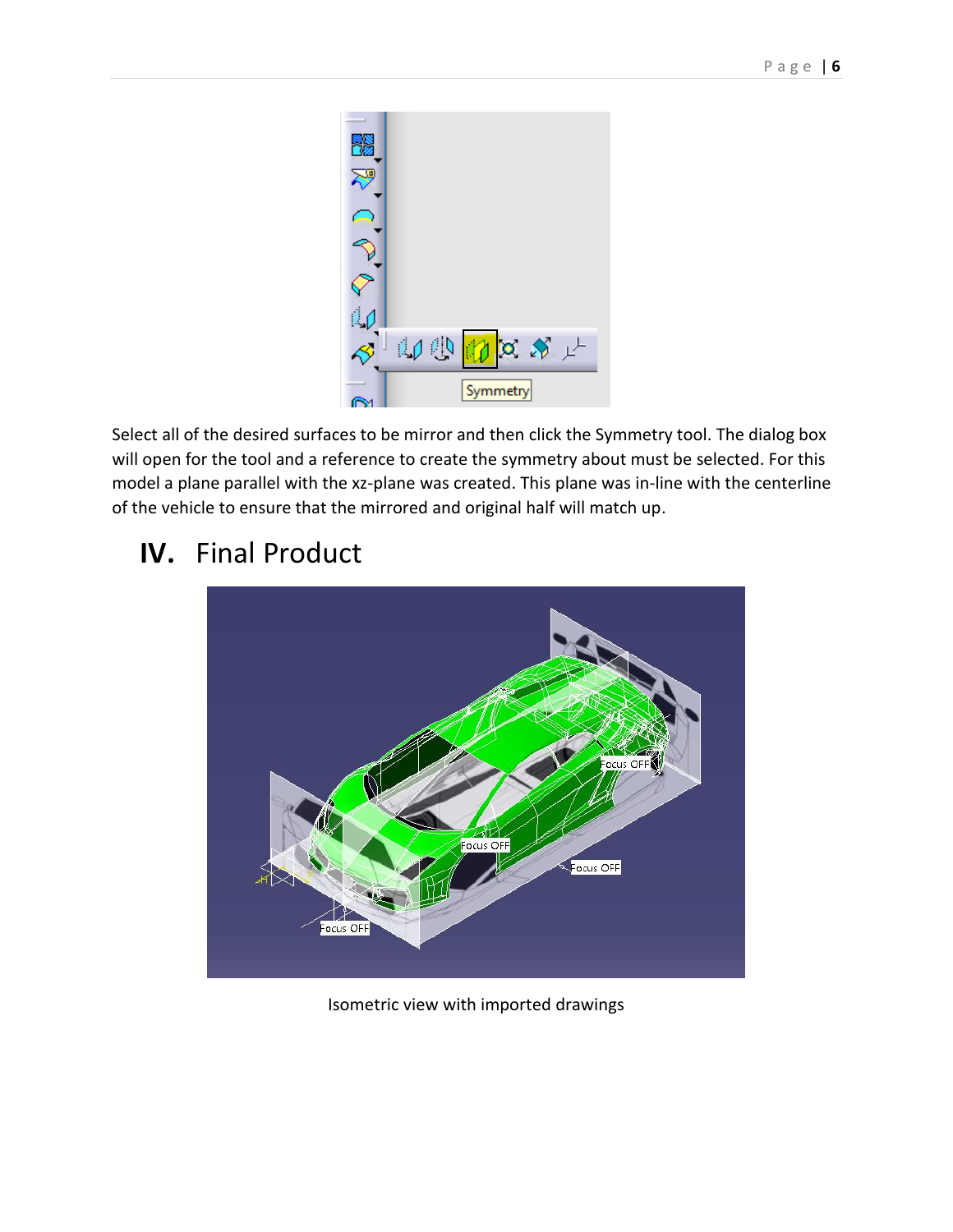Select all of the desired surfaces to be mirror and then click the Symmetry tool. The dialog box will open for the tool and a reference to create the symmetry about must be selected. For this model a plane parallel with the xz-plane was created. This plane was in-line with the centerline of the vehicle to ensure that the mirrored and original half will match up.

## IV. Final Product

Isometric view with imported drawings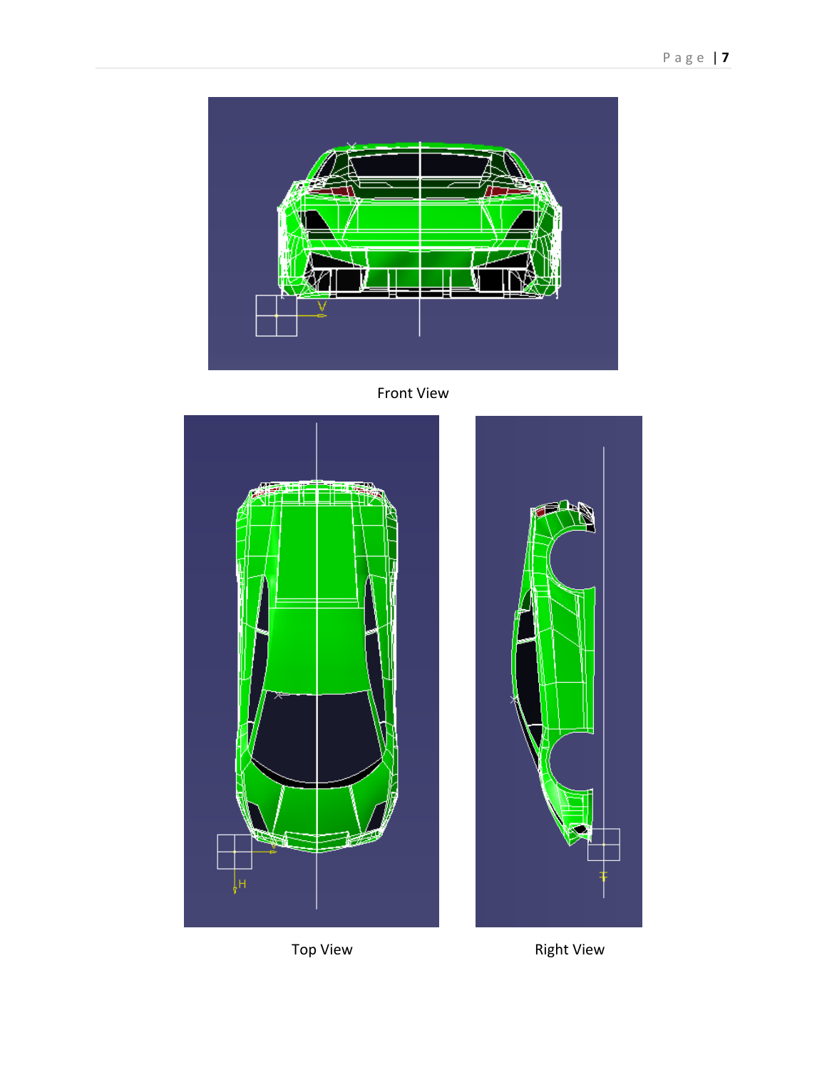Front View

Top View

Right View